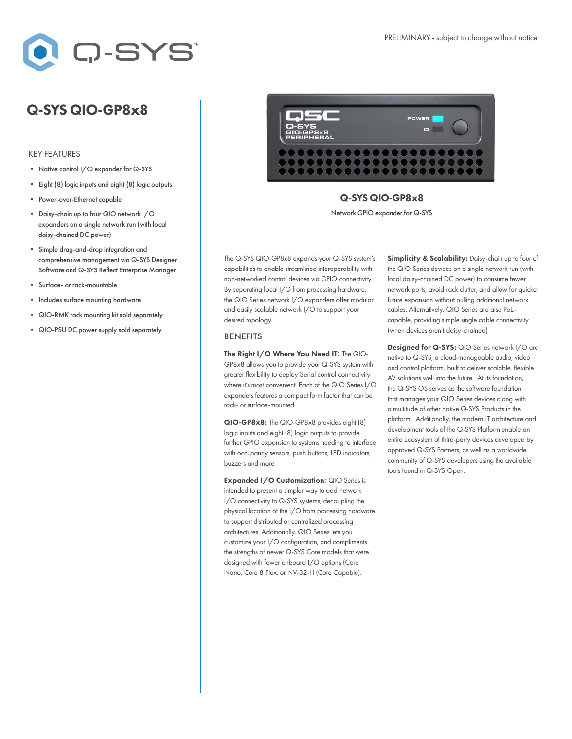PRELIMINARY - subject to change without notice

# Q-SYS QIO-GP8x8

## KEY FEATURES

- Native control I/O expander for Q-SYS
- Eight (8) logic inputs and eight (8) logic outputs
- Power-over-Ethernet capable
- Daisy-chain up to four QIO network I/O expanders on a single network run (with local daisy-chained DC power)
- Simple drag-and-drop integration and comprehensive management via Q-SYS Designer Software and Q-SYS Reflect Enterprise Manager
- Surface- or rack-mountable
- Includes surface mounting hardware
- QIO-RMK rack mounting kit sold separately
- QIO-PSU DC power supply sold separately

**Q-SYS QIO-GP8x8**

Network GPIO expander for Q-SYS

The Q-SYS QIO-GP8x8 expands your Q-SYS system's capabilities to enable streamlined interoperability with non-networked control devices via GPIO connectivity. By separating local I/O from processing hardware, the QIO Series network I/O expanders offer modular and easily scalable network I/O to support your desired topology.

## BENEFITS

**The Right I/O Where You Need IT:** The QIO-GP8x8 allows you to provide your Q-SYS system with greater flexibility to deploy Serial control connectivity where it's most convenient. Each of the QIO Series I/O expanders features a compact form factor that can be rack- or surface-mounted:

**QIO-GP8x8:** The QIO-GP8x8 provides eight (8) logic inputs and eight (8) logic outputs to provide further GPIO expansion to systems needing to interface with occupancy sensors, push buttons, LED indicators, buzzers and more.

**Expanded I/O Customization:** QIO Series is intended to present a simpler way to add network I/O connectivity to Q-SYS systems, decoupling the physical location of the I/O from processing hardware to support distributed or centralized processing architectures. Additionally, QIO Series lets you customize your I/O configuration, and compliments the strengths of newer Q-SYS Core models that were designed with fewer onboard I/O options (Core Nano, Core 8 Flex, or NV-32-H (Core Capable).

**Simplicity & Scalability:** Daisy-chain up to four of the QIO Series devices on a single network run (with local daisy-chained DC power) to consume fewer network ports, avoid rack clutter, and allow for quicker future expansion without pulling additional network cables. Alternatively, QIO Series are also PoE-capable, providing simple single cable connectivity (when devices aren't daisy-chained)

**Designed for Q-SYS:** QIO Series network I/O are native to Q-SYS, a cloud-manageable audio, video and control platform, built to deliver scalable, flexible AV solutions well into the future. At its foundation, the Q-SYS OS serves as the software foundation that manages your QIO Series devices along with a multitude of other native Q-SYS Products in the platform. Additionally, the modern IT architecture and development tools of the Q-SYS Platform enable an entire Ecosystem of third-party devices developed by approved Q-SYS Partners, as well as a worldwide community of Q-SYS developers using the available tools found in Q-SYS Open.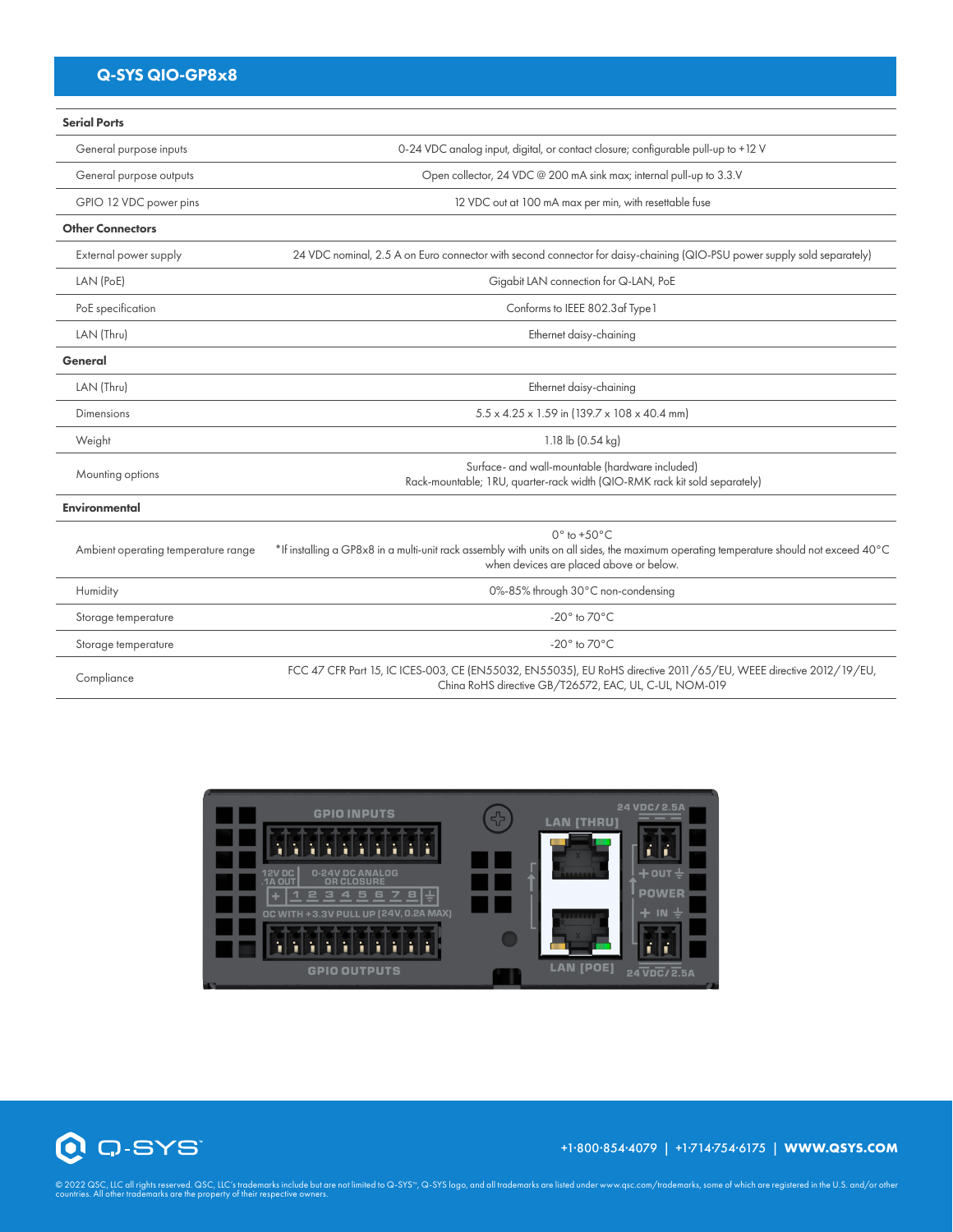## Q-SYS QIO-GP8x8

| | |
|---|---|
| **Serial Ports** | |
| General purpose inputs | 0-24 VDC analog input, digital, or contact closure; configurable pull-up to +12 V |
| General purpose outputs | Open collector, 24 VDC @ 200 mA sink max; internal pull-up to 3.3.V |
| GPIO 12 VDC power pins | 12 VDC out at 100 mA max per min, with resettable fuse |
| **Other Connectors** | |
| External power supply | 24 VDC nominal, 2.5 A on Euro connector with second connector for daisy-chaining (QIO-PSU power supply sold separately) |
| LAN (PoE) | Gigabit LAN connection for Q-LAN, PoE |
| PoE specification | Conforms to IEEE 802.3af Type1 |
| LAN (Thru) | Ethernet daisy-chaining |
| **General** | |
| LAN (Thru) | Ethernet daisy-chaining |
| Dimensions | 5.5 x 4.25 x 1.59 in (139.7 x 108 x 40.4 mm) |
| Weight | 1.18 lb (0.54 kg) |
| Mounting options | Surface- and wall-mountable (hardware included)<br>Rack-mountable; 1RU, quarter-rack width (QIO-RMK rack kit sold separately) |
| **Environmental** | |
| Ambient operating temperature range | 0° to +50°C<br>*If installing a GP8x8 in a multi-unit rack assembly with units on all sides, the maximum operating temperature should not exceed 40°C when devices are placed above or below. |
| Humidity | 0%-85% through 30°C non-condensing |
| Storage temperature | -20° to 70°C |
| Storage temperature | -20° to 70°C |
| Compliance | FCC 47 CFR Part 15, IC ICES-003, CE (EN55032, EN55035), EU RoHS directive 2011/65/EU, WEEE directive 2012/19/EU, China RoHS directive GB/T26572, EAC, UL, C-UL, NOM-019 |

+1-800-854-4079 | +1-714-754-6175 | **WWW.QSYS.COM**

© 2022 QSC, LLC all rights reserved. QSC, LLC's trademarks include but are not limited to Q-SYS™, Q-SYS logo, and all trademarks are listed under www.qsc.com/trademarks, some of which are registered in the U.S. and/or other countries. All other trademarks are the property of their respective owners.